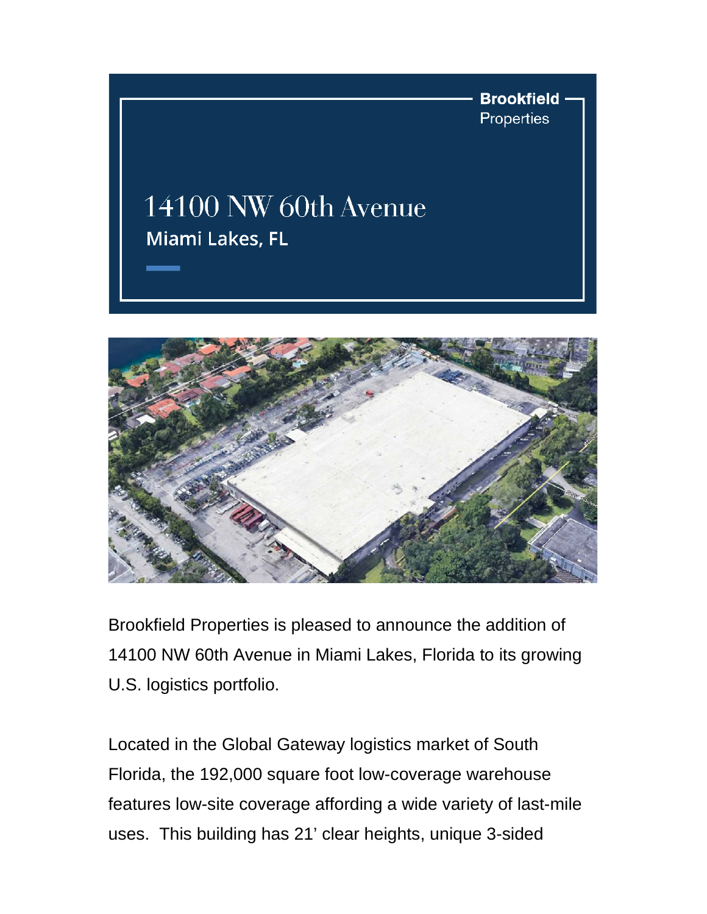Brookfield Properties

# 14100 NW 60th Avenue

## Miami Lakes, FL

Brookfield Properties is pleased to announce the addition of 14100 NW 60th Avenue in Miami Lakes, Florida to its growing U.S. logistics portfolio.

Located in the Global Gateway logistics market of South Florida, the 192,000 square foot low-coverage warehouse features low-site coverage affording a wide variety of last-mile uses. This building has 21' clear heights, unique 3-sided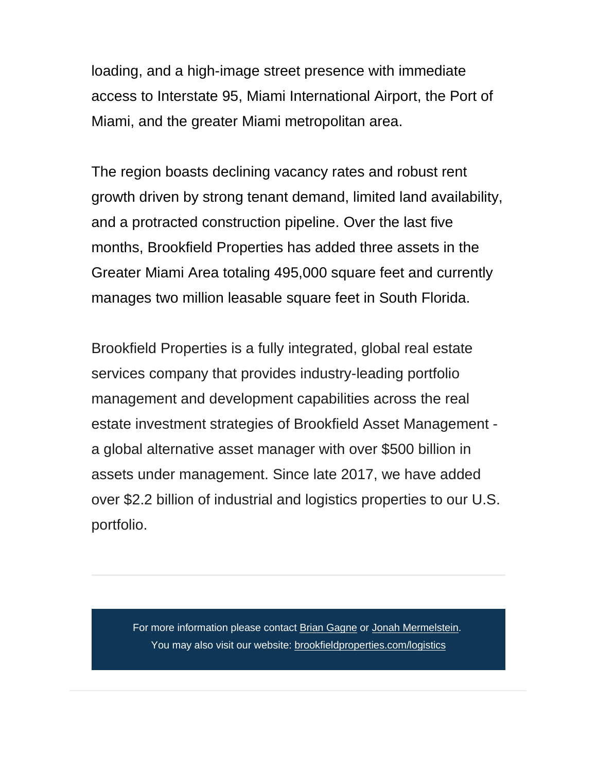loading, and a high-image street presence with immediate access to Interstate 95, Miami International Airport, the Port of Miami, and the greater Miami metropolitan area.

The region boasts declining vacancy rates and robust rent growth driven by strong tenant demand, limited land availability, and a protracted construction pipeline. Over the last five months, Brookfield Properties has added three assets in the Greater Miami Area totaling 495,000 square feet and currently manages two million leasable square feet in South Florida.

Brookfield Properties is a fully integrated, global real estate services company that provides industry-leading portfolio management and development capabilities across the real estate investment strategies of Brookfield Asset Management - a global alternative asset manager with over $500 billion in assets under management. Since late 2017, we have added over $2.2 billion of industrial and logistics properties to our U.S. portfolio.

---

For more information please contact Brian Gagne or Jonah Mermelstein.
You may also visit our website: brookfieldproperties.com/logistics